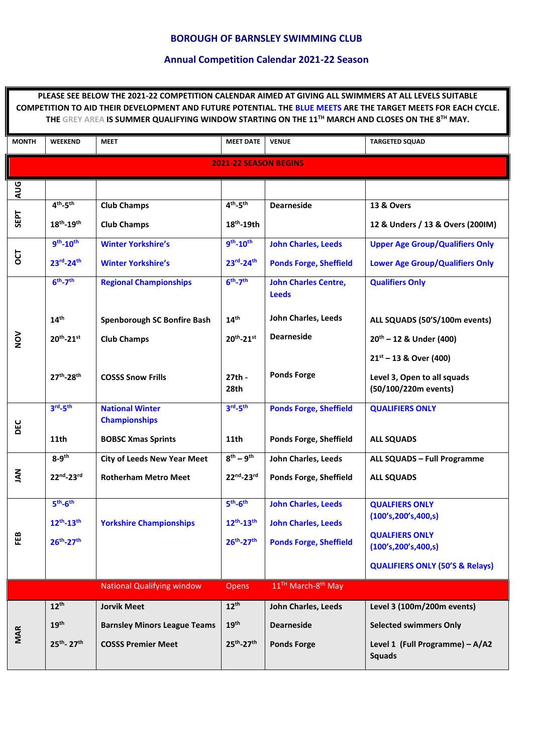# BOROUGH OF BARNSLEY SWIMMING CLUB

## Annual Competition Calendar 2021-22 Season

**PLEASE SEE BELOW THE 2021-22 COMPETITION CALENDAR AIMED AT GIVING ALL SWIMMERS AT ALL LEVELS SUITABLE COMPETITION TO AID THEIR DEVELOPMENT AND FUTURE POTENTIAL. THE BLUE MEETS ARE THE TARGET MEETS FOR EACH CYCLE. THE GREY AREA IS SUMMER QUALIFYING WINDOW STARTING ON THE 11TH MARCH AND CLOSES ON THE 8TH MAY.**

| MONTH | WEEKEND | MEET | MEET DATE | VENUE | TARGETED SQUAD |
|---|---|---|---|---|---|
| | | **2021-22 SEASON BEGINS** | | | |
| AUG | | | | | |
| SEPT | 4th-5th | Club Champs | 4th-5th | Dearneside | 13 & Overs |
| | 18th-19th | Club Champs | 18th-19th | | 12 & Unders / 13 & Overs (200IM) |
| OCT | 9th-10th | Winter Yorkshire's | 9th-10th | John Charles, Leeds | Upper Age Group/Qualifiers Only |
| | 23rd-24th | Winter Yorkshire's | 23rd-24th | Ponds Forge, Sheffield | Lower Age Group/Qualifiers Only |
| NOV | 6th-7th | Regional Championships | 6th-7th | John Charles Centre, Leeds | Qualifiers Only |
| | 14th | Spenborough SC Bonfire Bash | 14th | John Charles, Leeds | ALL SQUADS (50'S/100m events) |
| | 20th-21st | Club Champs | 20th-21st | Dearneside | 20th – 12 & Under (400) |
| | | | | | 21st – 13 & Over (400) |
| | 27th-28th | COSSS Snow Frills | 27th - 28th | Ponds Forge | Level 3, Open to all squads (50/100/220m events) |
| DEC | 3rd-5th | National Winter Championships | 3rd-5th | Ponds Forge, Sheffield | QUALIFIERS ONLY |
| | 11th | BOBSC Xmas Sprints | 11th | Ponds Forge, Sheffield | ALL SQUADS |
| JAN | 8-9th | City of Leeds New Year Meet | 8th – 9th | John Charles, Leeds | ALL SQUADS – Full Programme |
| | 22nd-23rd | Rotherham Metro Meet | 22nd-23rd | Ponds Forge, Sheffield | ALL SQUADS |
| FEB | 5th-6th | Yorkshire Championships | 5th-6th | John Charles, Leeds | QUALFIERS ONLY (100's,200's,400,s) |
| | 12th-13th | | 12th-13th | John Charles, Leeds | QUALFIERS ONLY (100's,200's,400,s) |
| | 26th-27th | | 26th-27th | Ponds Forge, Sheffield | QUALIFIERS ONLY (50'S & Relays) |
| | | National Qualifying window | Opens | 11TH March-8th May | |
| MAR | 12th | Jorvik Meet | 12th | John Charles, Leeds | Level 3 (100m/200m events) |
| | 19th | Barnsley Minors League Teams | 19th | Dearneside | Selected swimmers Only |
| | 25th- 27th | COSSS Premier Meet | 25th-27th | Ponds Forge | Level 1 (Full Programme) – A/A2 Squads |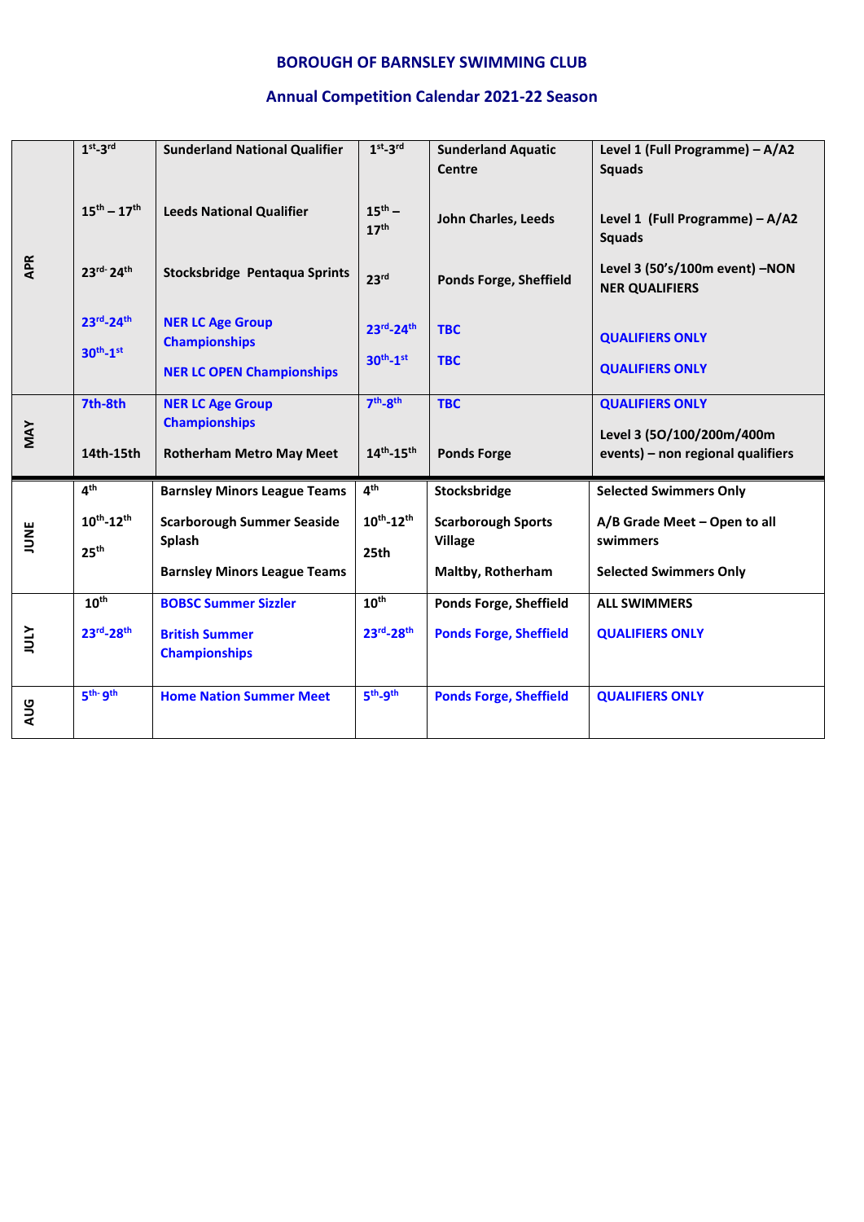**BOROUGH OF BARNSLEY SWIMMING CLUB**

**Annual Competition Calendar 2021-22 Season**

| | | | | | |
|---|---|---|---|---|---|
| APR | 1st-3rd | Sunderland National Qualifier | 1st-3rd | Sunderland Aquatic Centre | Level 1 (Full Programme) – A/A2 Squads |
| | 15th – 17th | Leeds National Qualifier | 15th – 17th | John Charles, Leeds | Level 1 (Full Programme) – A/A2 Squads |
| | 23rd- 24th | Stocksbridge Pentaqua Sprints | 23rd | Ponds Forge, Sheffield | Level 3 (50's/100m event) –NON NER QUALIFIERS |
| | 23rd-24th | NER LC Age Group Championships | 23rd-24th | TBC | QUALIFIERS ONLY |
| | 30th-1st | NER LC OPEN Championships | 30th-1st | TBC | QUALIFIERS ONLY |
| MAY | 7th-8th | NER LC Age Group Championships | 7th-8th | TBC | QUALIFIERS ONLY |
| | 14th-15th | Rotherham Metro May Meet | 14th-15th | Ponds Forge | Level 3 (5O/100/200m/400m events) – non regional qualifiers |
| JUNE | 4th | Barnsley Minors League Teams | 4th | Stocksbridge | Selected Swimmers Only |
| | 10th-12th | Scarborough Summer Seaside Splash | 10th-12th | Scarborough Sports Village | A/B Grade Meet – Open to all swimmers |
| | 25th | Barnsley Minors League Teams | 25th | Maltby, Rotherham | Selected Swimmers Only |
| JULY | 10th | BOBSC Summer Sizzler | 10th | Ponds Forge, Sheffield | ALL SWIMMERS |
| | 23rd-28th | British Summer Championships | 23rd-28th | Ponds Forge, Sheffield | QUALIFIERS ONLY |
| AUG | 5th- 9th | Home Nation Summer Meet | 5th-9th | Ponds Forge, Sheffield | QUALIFIERS ONLY |